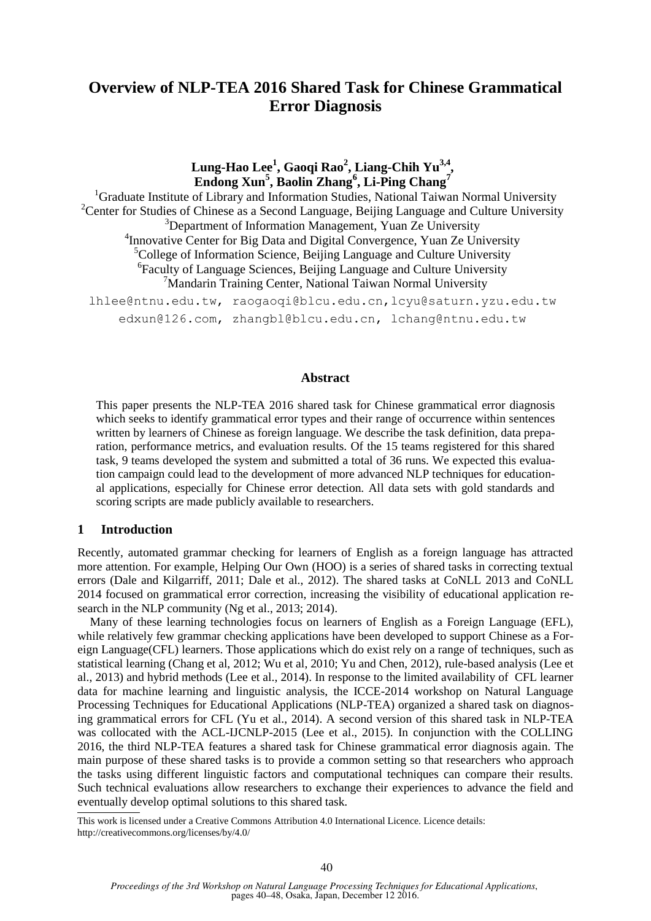# Overview of NLP-TEA 2016 Shared Task for Chinese Grammatical Error Diagnosis

**Lung-Hao Lee[1], Gaoqi Rao[2], Liang-Chih Yu[3,4], Endong Xun[5], Baolin Zhang[6], Li-Ping Chang[7]**

[1]Graduate Institute of Library and Information Studies, National Taiwan Normal University
[2]Center for Studies of Chinese as a Second Language, Beijing Language and Culture University
[3]Department of Information Management, Yuan Ze University
[4]Innovative Center for Big Data and Digital Convergence, Yuan Ze University
[5]College of Information Science, Beijing Language and Culture University
[6]Faculty of Language Sciences, Beijing Language and Culture University
[7]Mandarin Training Center, National Taiwan Normal University

lhlee@ntnu.edu.tw, raogaoqi@blcu.edu.cn,lcyu@saturn.yzu.edu.tw
edxun@126.com, zhangbl@blcu.edu.cn, lchang@ntnu.edu.tw

## Abstract

This paper presents the NLP-TEA 2016 shared task for Chinese grammatical error diagnosis which seeks to identify grammatical error types and their range of occurrence within sentences written by learners of Chinese as foreign language. We describe the task definition, data preparation, performance metrics, and evaluation results. Of the 15 teams registered for this shared task, 9 teams developed the system and submitted a total of 36 runs. We expected this evaluation campaign could lead to the development of more advanced NLP techniques for educational applications, especially for Chinese error detection. All data sets with gold standards and scoring scripts are made publicly available to researchers.

## 1 Introduction

Recently, automated grammar checking for learners of English as a foreign language has attracted more attention. For example, Helping Our Own (HOO) is a series of shared tasks in correcting textual errors (Dale and Kilgarriff, 2011; Dale et al., 2012). The shared tasks at CoNLL 2013 and CoNLL 2014 focused on grammatical error correction, increasing the visibility of educational application research in the NLP community (Ng et al., 2013; 2014).

Many of these learning technologies focus on learners of English as a Foreign Language (EFL), while relatively few grammar checking applications have been developed to support Chinese as a Foreign Language(CFL) learners. Those applications which do exist rely on a range of techniques, such as statistical learning (Chang et al, 2012; Wu et al, 2010; Yu and Chen, 2012), rule-based analysis (Lee et al., 2013) and hybrid methods (Lee et al., 2014). In response to the limited availability of CFL learner data for machine learning and linguistic analysis, the ICCE-2014 workshop on Natural Language Processing Techniques for Educational Applications (NLP-TEA) organized a shared task on diagnosing grammatical errors for CFL (Yu et al., 2014). A second version of this shared task in NLP-TEA was collocated with the ACL-IJCNLP-2015 (Lee et al., 2015). In conjunction with the COLLING 2016, the third NLP-TEA features a shared task for Chinese grammatical error diagnosis again. The main purpose of these shared tasks is to provide a common setting so that researchers who approach the tasks using different linguistic factors and computational techniques can compare their results. Such technical evaluations allow researchers to exchange their experiences to advance the field and eventually develop optimal solutions to this shared task.

This work is licensed under a Creative Commons Attribution 4.0 International Licence. Licence details: http://creativecommons.org/licenses/by/4.0/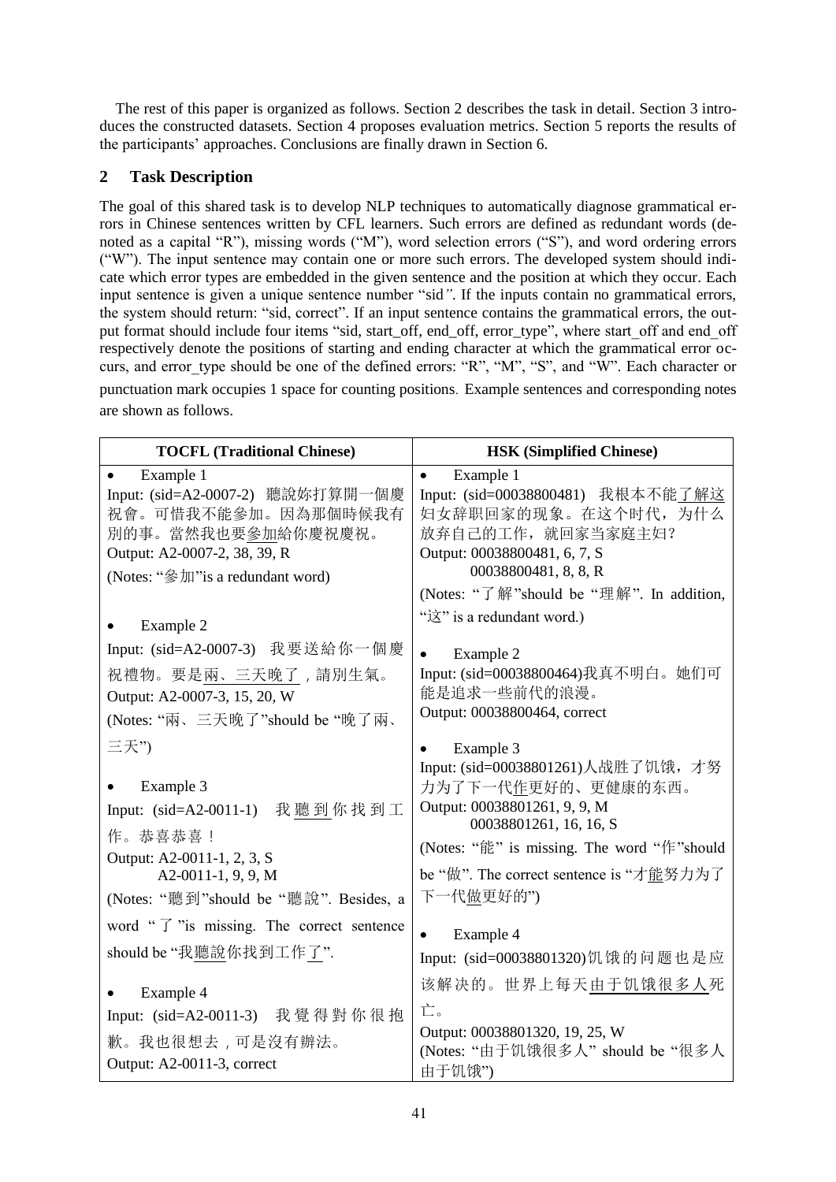The rest of this paper is organized as follows. Section 2 describes the task in detail. Section 3 introduces the constructed datasets. Section 4 proposes evaluation metrics. Section 5 reports the results of the participants' approaches. Conclusions are finally drawn in Section 6.

## 2 Task Description

The goal of this shared task is to develop NLP techniques to automatically diagnose grammatical errors in Chinese sentences written by CFL learners. Such errors are defined as redundant words (denoted as a capital "R"), missing words ("M"), word selection errors ("S"), and word ordering errors ("W"). The input sentence may contain one or more such errors. The developed system should indicate which error types are embedded in the given sentence and the position at which they occur. Each input sentence is given a unique sentence number "sid". If the inputs contain no grammatical errors, the system should return: "sid, correct". If an input sentence contains the grammatical errors, the output format should include four items "sid, start_off, end_off, error_type", where start_off and end_off respectively denote the positions of starting and ending character at which the grammatical error occurs, and error_type should be one of the defined errors: "R", "M", "S", and "W". Each character or punctuation mark occupies 1 space for counting positions. Example sentences and corresponding notes are shown as follows.

| TOCFL (Traditional Chinese) | HSK (Simplified Chinese) |
|---|---|
| • Example 1<br>Input: (sid=A2-0007-2) 聽說妳打算開一個慶祝會。可惜我不能參加。因為那個時候我有別的事。當然我也要<u>參加</u>給你慶祝慶祝。<br>Output: A2-0007-2, 38, 39, R<br>(Notes: "參加"is a redundant word)<br><br>• Example 2<br>Input: (sid=A2-0007-3) 我要送給你一個慶祝禮物。要是<u>兩、三天晚了</u>，請別生氣。<br>Output: A2-0007-3, 15, 20, W<br>(Notes: "兩、三天晚了"should be "晚了兩、三天")<br><br>• Example 3<br>Input: (sid=A2-0011-1) 我<u>聽到</u>你找到工作。恭喜恭喜！<br>Output: A2-0011-1, 2, 3, S<br>A2-0011-1, 9, 9, M<br>(Notes: "聽到"should be "聽說". Besides, a word "了"is missing. The correct sentence should be "我<u>聽說</u>你找到工作<u>了</u>".<br><br>• Example 4<br>Input: (sid=A2-0011-3) 我覺得對你很抱歉。我也很想去，可是沒有辦法。<br>Output: A2-0011-3, correct | • Example 1<br>Input: (sid=00038800481) 我根本不能<u>了解这</u>妇女辞职回家的现象。在这个时代，为什么放弃自己的工作，就回家当家庭主妇？<br>Output: 00038800481, 6, 7, S<br>00038800481, 8, 8, R<br>(Notes: "了解"should be "理解". In addition, "这" is a redundant word.)<br><br>• Example 2<br>Input: (sid=00038800464)我真不明白。她们可能是追求一些前代的浪漫。<br>Output: 00038800464, correct<br><br>• Example 3<br>Input: (sid=00038801261)人战胜了饥饿，才努力为了下一代<u>作</u>更好的、更健康的东西。<br>Output: 00038801261, 9, 9, M<br>00038801261, 16, 16, S<br>(Notes: "能" is missing. The word "作"should be "做". The correct sentence is "才<u>能</u>努力为了下一代<u>做</u>更好的")<br><br>• Example 4<br>Input: (sid=00038801320)饥饿的问题也是应该解决的。世界上每天<u>由于饥饿很多人</u>死亡。<br>Output: 00038801320, 19, 25, W<br>(Notes: "由于饥饿很多人" should be "很多人由于饥饿") |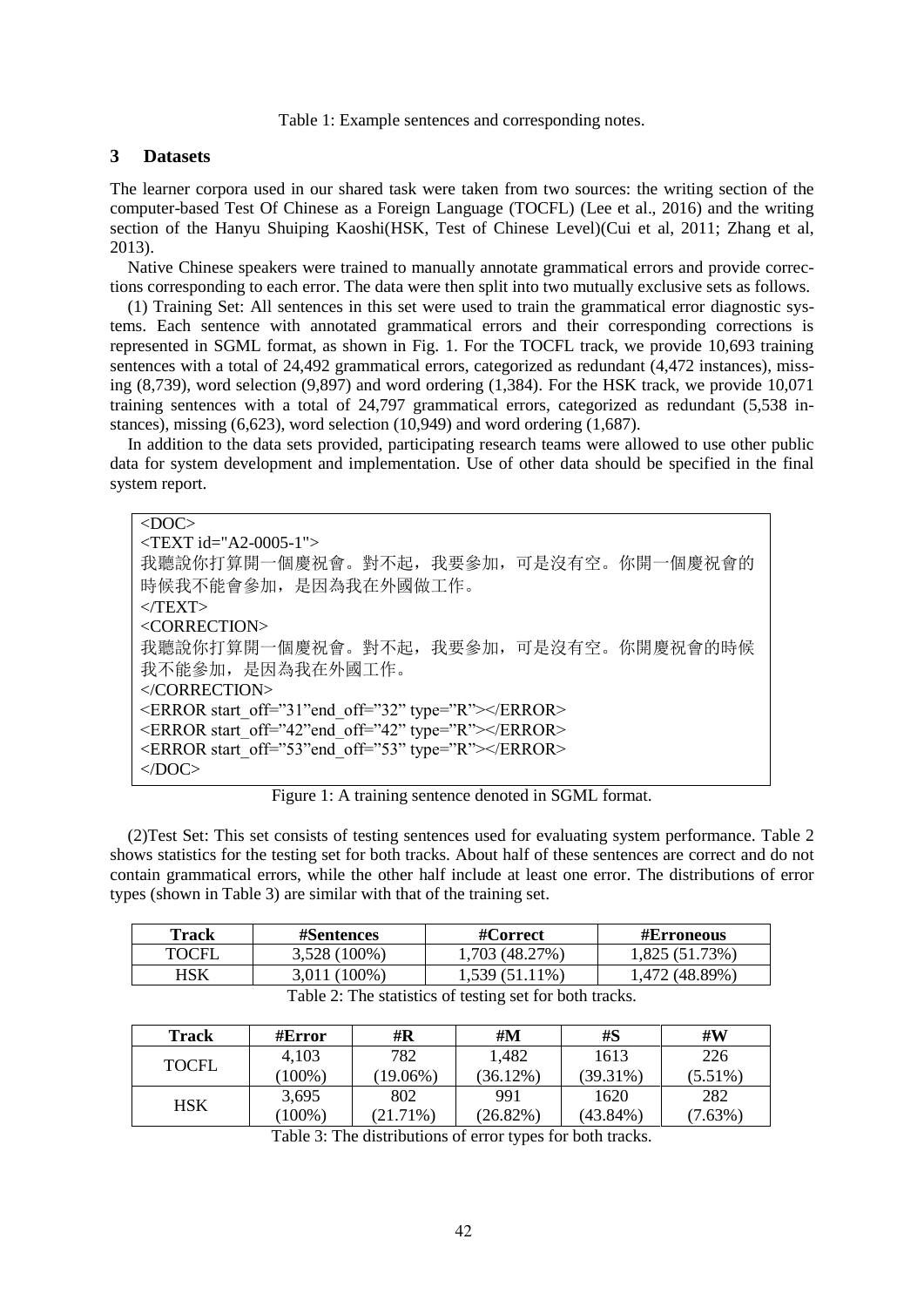Table 1: Example sentences and corresponding notes.

## 3 Datasets

The learner corpora used in our shared task were taken from two sources: the writing section of the computer-based Test Of Chinese as a Foreign Language (TOCFL) (Lee et al., 2016) and the writing section of the Hanyu Shuiping Kaoshi(HSK, Test of Chinese Level)(Cui et al, 2011; Zhang et al, 2013).

Native Chinese speakers were trained to manually annotate grammatical errors and provide corrections corresponding to each error. The data were then split into two mutually exclusive sets as follows.

(1) Training Set: All sentences in this set were used to train the grammatical error diagnostic systems. Each sentence with annotated grammatical errors and their corresponding corrections is represented in SGML format, as shown in Fig. 1. For the TOCFL track, we provide 10,693 training sentences with a total of 24,492 grammatical errors, categorized as redundant (4,472 instances), missing (8,739), word selection (9,897) and word ordering (1,384). For the HSK track, we provide 10,071 training sentences with a total of 24,797 grammatical errors, categorized as redundant (5,538 instances), missing (6,623), word selection (10,949) and word ordering (1,687).

In addition to the data sets provided, participating research teams were allowed to use other public data for system development and implementation. Use of other data should be specified in the final system report.

```
<DOC>
<TEXT id="A2-0005-1">
我聽說你打算開一個慶祝會。對不起，我要參加，可是沒有空。你開一個慶祝會的時候我不能會參加，是因為我在外國做工作。
</TEXT>
<CORRECTION>
我聽說你打算開一個慶祝會。對不起，我要參加，可是沒有空。你開慶祝會的時候我不能參加，是因為我在外國工作。
</CORRECTION>
<ERROR start_off="31"end_off="32" type="R"></ERROR>
<ERROR start_off="42"end_off="42" type="R"></ERROR>
<ERROR start_off="53"end_off="53" type="R"></ERROR>
</DOC>
```

Figure 1: A training sentence denoted in SGML format.

(2)Test Set: This set consists of testing sentences used for evaluating system performance. Table 2 shows statistics for the testing set for both tracks. About half of these sentences are correct and do not contain grammatical errors, while the other half include at least one error. The distributions of error types (shown in Table 3) are similar with that of the training set.

| Track | #Sentences | #Correct | #Erroneous |
|---|---|---|---|
| TOCFL | 3,528 (100%) | 1,703 (48.27%) | 1,825 (51.73%) |
| HSK | 3,011 (100%) | 1,539 (51.11%) | 1,472 (48.89%) |

Table 2: The statistics of testing set for both tracks.

| Track | #Error | #R | #M | #S | #W |
|---|---|---|---|---|---|
| TOCFL | 4,103 (100%) | 782 (19.06%) | 1,482 (36.12%) | 1613 (39.31%) | 226 (5.51%) |
| HSK | 3,695 (100%) | 802 (21.71%) | 991 (26.82%) | 1620 (43.84%) | 282 (7.63%) |

Table 3: The distributions of error types for both tracks.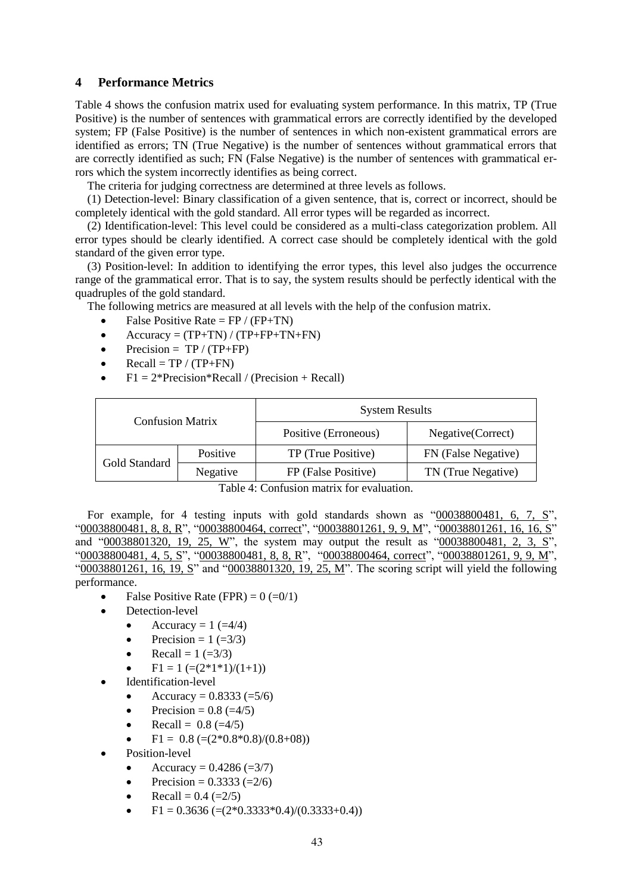## 4 Performance Metrics

Table 4 shows the confusion matrix used for evaluating system performance. In this matrix, TP (True Positive) is the number of sentences with grammatical errors are correctly identified by the developed system; FP (False Positive) is the number of sentences in which non-existent grammatical errors are identified as errors; TN (True Negative) is the number of sentences without grammatical errors that are correctly identified as such; FN (False Negative) is the number of sentences with grammatical errors which the system incorrectly identifies as being correct.

The criteria for judging correctness are determined at three levels as follows.

(1) Detection-level: Binary classification of a given sentence, that is, correct or incorrect, should be completely identical with the gold standard. All error types will be regarded as incorrect.

(2) Identification-level: This level could be considered as a multi-class categorization problem. All error types should be clearly identified. A correct case should be completely identical with the gold standard of the given error type.

(3) Position-level: In addition to identifying the error types, this level also judges the occurrence range of the grammatical error. That is to say, the system results should be perfectly identical with the quadruples of the gold standard.

The following metrics are measured at all levels with the help of the confusion matrix.

- False Positive Rate = FP / (FP+TN)
- Accuracy = (TP+TN) / (TP+FP+TN+FN)
- Precision = TP / (TP+FP)
- Recall = TP / (TP+FN)
- F1 = 2*Precision*Recall / (Precision + Recall)

| Confusion Matrix | | System Results | |
|---|---|---|---|
| | | Positive (Erroneous) | Negative(Correct) |
| Gold Standard | Positive | TP (True Positive) | FN (False Negative) |
| | Negative | FP (False Positive) | TN (True Negative) |

Table 4: Confusion matrix for evaluation.

For example, for 4 testing inputs with gold standards shown as "00038800481, 6, 7, S", "00038800481, 8, 8, R", "00038800464, correct", "00038801261, 9, 9, M", "00038801261, 16, 16, S" and "00038801320, 19, 25, W", the system may output the result as "00038800481, 2, 3, S", "00038800481, 4, 5, S", "00038800481, 8, 8, R", "00038800464, correct", "00038801261, 9, 9, M", "00038801261, 16, 19, S" and "00038801320, 19, 25, M". The scoring script will yield the following performance.

- False Positive Rate (FPR) = 0 (=0/1)
- Detection-level
  - Accuracy = 1 (=4/4)
  - Precision = 1 (=3/3)
  - Recall = 1 (=3/3)
  - F1 = 1 (=(2*1*1)/(1+1))
- Identification-level
  - Accuracy = 0.8333 (=5/6)
  - Precision = 0.8 (=4/5)
  - Recall = 0.8 (=4/5)
  - F1 = 0.8 (=(2*0.8*0.8)/(0.8+08))
- Position-level
  - Accuracy = 0.4286 (=3/7)
  - Precision = 0.3333 (=2/6)
  - Recall = 0.4 (=2/5)
  - F1 = 0.3636 (=(2*0.3333*0.4)/(0.3333+0.4))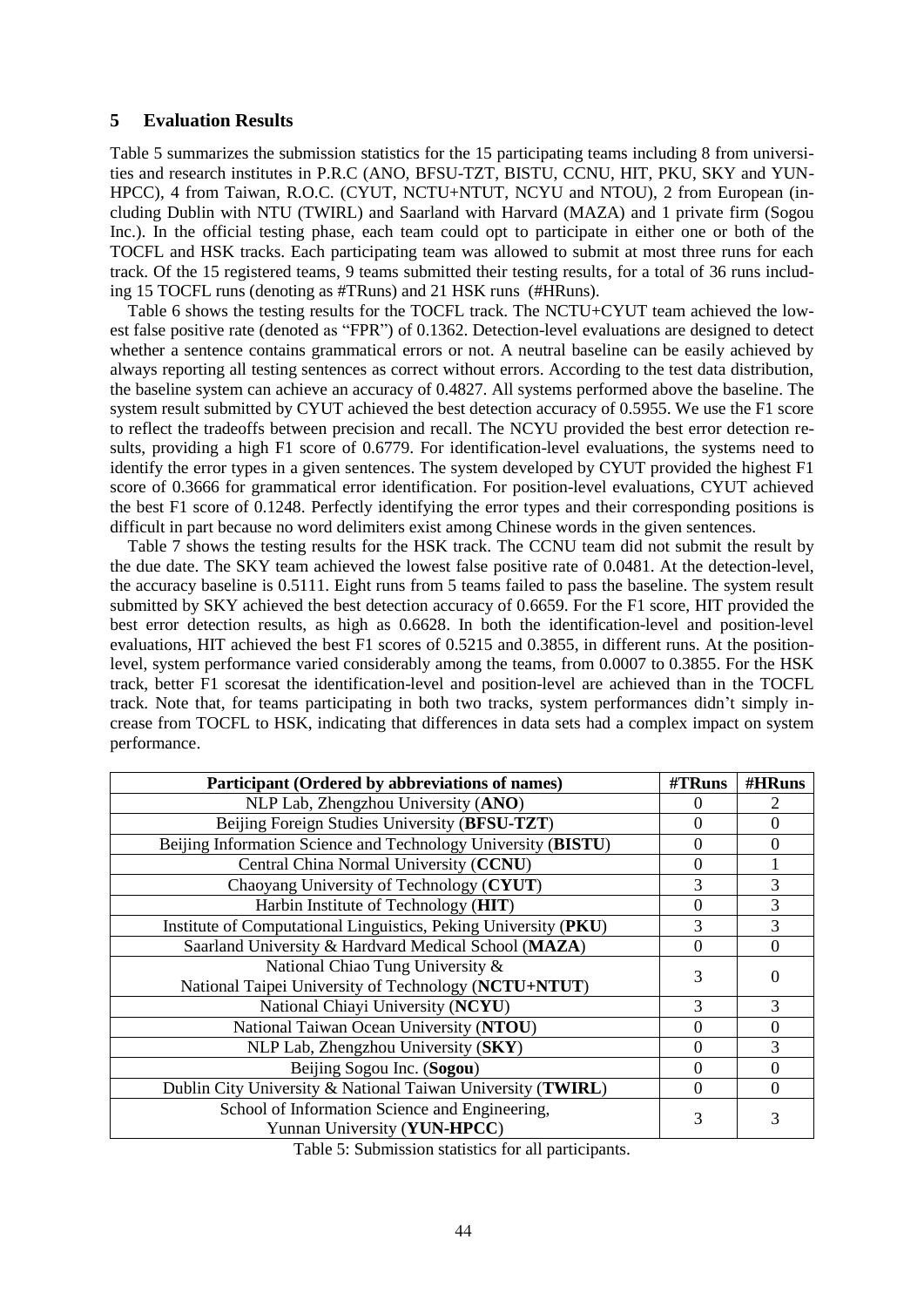## 5 Evaluation Results

Table 5 summarizes the submission statistics for the 15 participating teams including 8 from universities and research institutes in P.R.C (ANO, BFSU-TZT, BISTU, CCNU, HIT, PKU, SKY and YUN-HPCC), 4 from Taiwan, R.O.C. (CYUT, NCTU+NTUT, NCYU and NTOU), 2 from European (including Dublin with NTU (TWIRL) and Saarland with Harvard (MAZA) and 1 private firm (Sogou Inc.). In the official testing phase, each team could opt to participate in either one or both of the TOCFL and HSK tracks. Each participating team was allowed to submit at most three runs for each track. Of the 15 registered teams, 9 teams submitted their testing results, for a total of 36 runs including 15 TOCFL runs (denoting as #TRuns) and 21 HSK runs (#HRuns).

Table 6 shows the testing results for the TOCFL track. The NCTU+CYUT team achieved the lowest false positive rate (denoted as "FPR") of 0.1362. Detection-level evaluations are designed to detect whether a sentence contains grammatical errors or not. A neutral baseline can be easily achieved by always reporting all testing sentences as correct without errors. According to the test data distribution, the baseline system can achieve an accuracy of 0.4827. All systems performed above the baseline. The system result submitted by CYUT achieved the best detection accuracy of 0.5955. We use the F1 score to reflect the tradeoffs between precision and recall. The NCYU provided the best error detection results, providing a high F1 score of 0.6779. For identification-level evaluations, the systems need to identify the error types in a given sentences. The system developed by CYUT provided the highest F1 score of 0.3666 for grammatical error identification. For position-level evaluations, CYUT achieved the best F1 score of 0.1248. Perfectly identifying the error types and their corresponding positions is difficult in part because no word delimiters exist among Chinese words in the given sentences.

Table 7 shows the testing results for the HSK track. The CCNU team did not submit the result by the due date. The SKY team achieved the lowest false positive rate of 0.0481. At the detection-level, the accuracy baseline is 0.5111. Eight runs from 5 teams failed to pass the baseline. The system result submitted by SKY achieved the best detection accuracy of 0.6659. For the F1 score, HIT provided the best error detection results, as high as 0.6628. In both the identification-level and position-level evaluations, HIT achieved the best F1 scores of 0.5215 and 0.3855, in different runs. At the position-level, system performance varied considerably among the teams, from 0.0007 to 0.3855. For the HSK track, better F1 scoresat the identification-level and position-level are achieved than in the TOCFL track. Note that, for teams participating in both two tracks, system performances didn't simply increase from TOCFL to HSK, indicating that differences in data sets had a complex impact on system performance.

| Participant (Ordered by abbreviations of names) | #TRuns | #HRuns |
|---|---|---|
| NLP Lab, Zhengzhou University (**ANO**) | 0 | 2 |
| Beijing Foreign Studies University (**BFSU-TZT**) | 0 | 0 |
| Beijing Information Science and Technology University (**BISTU**) | 0 | 0 |
| Central China Normal University (**CCNU**) | 0 | 1 |
| Chaoyang University of Technology (**CYUT**) | 3 | 3 |
| Harbin Institute of Technology (**HIT**) | 0 | 3 |
| Institute of Computational Linguistics, Peking University (**PKU**) | 3 | 3 |
| Saarland University & Hardvard Medical School (**MAZA**) | 0 | 0 |
| National Chiao Tung University & National Taipei University of Technology (**NCTU+NTUT**) | 3 | 0 |
| National Chiayi University (**NCYU**) | 3 | 3 |
| National Taiwan Ocean University (**NTOU**) | 0 | 0 |
| NLP Lab, Zhengzhou University (**SKY**) | 0 | 3 |
| Beijing Sogou Inc. (**Sogou**) | 0 | 0 |
| Dublin City University & National Taiwan University (**TWIRL**) | 0 | 0 |
| School of Information Science and Engineering, Yunnan University (**YUN-HPCC**) | 3 | 3 |

Table 5: Submission statistics for all participants.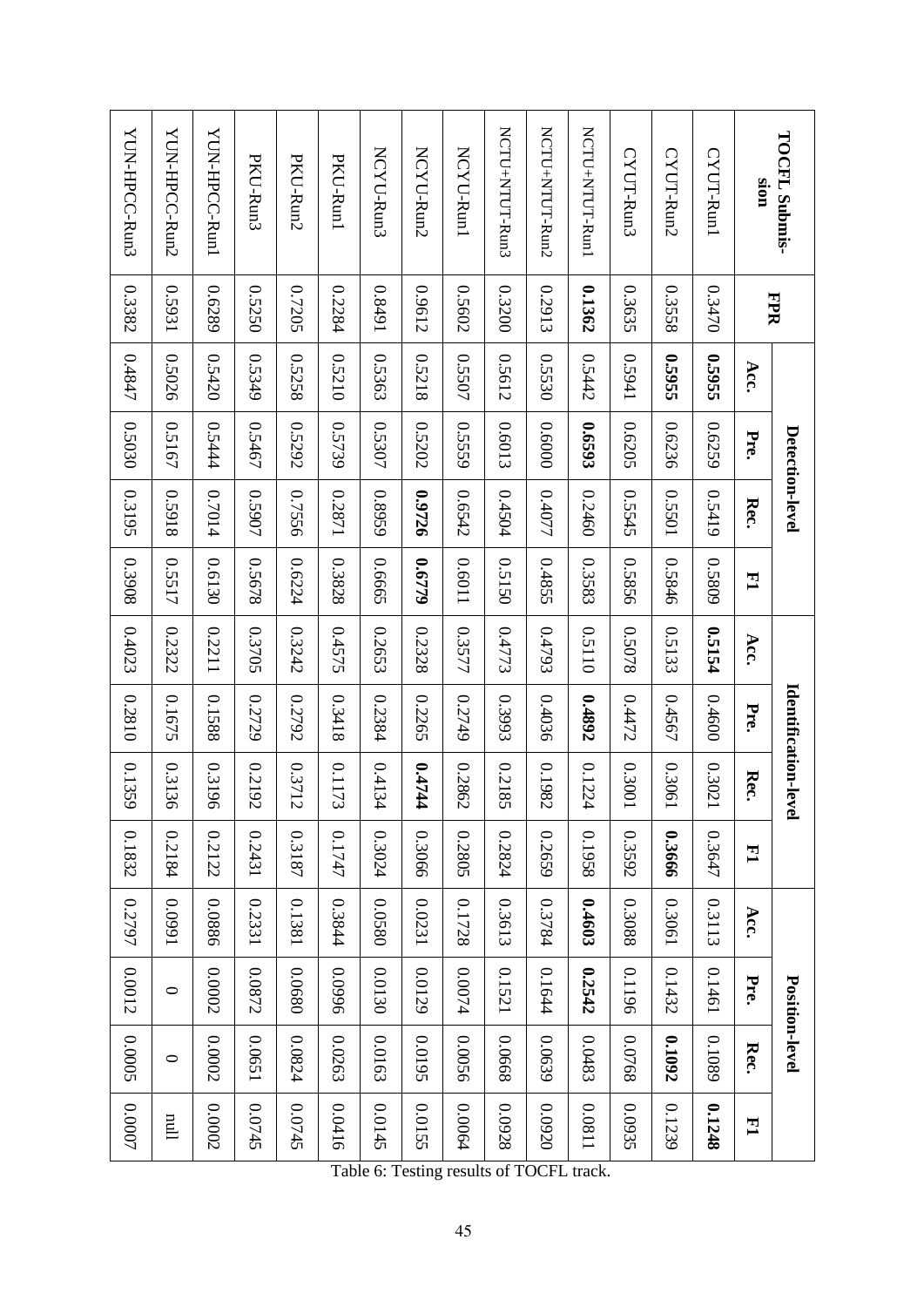| TOCFL Submission | FPR | Detection-level | | | | Identification-level | | | | Position-level | | | |
|---|---|---|---|---|---|---|---|---|---|---|---|---|---|
| | | Acc. | Pre. | Rec. | F1 | Acc. | Pre. | Rec. | F1 | Acc. | Pre. | Rec. | F1 |
| CYUT-Run1 | 0.3470 | **0.5955** | 0.6259 | 0.5419 | 0.5809 | **0.5154** | 0.4600 | 0.3021 | 0.3647 | 0.3113 | 0.1461 | 0.1089 | **0.1248** |
| CYUT-Run2 | 0.3558 | **0.5955** | 0.6236 | 0.5501 | 0.5846 | 0.5133 | 0.4567 | 0.3061 | **0.3666** | 0.3061 | 0.1432 | **0.1092** | 0.1239 |
| CYUT-Run3 | 0.3635 | 0.5941 | 0.6205 | 0.5545 | 0.5856 | 0.5078 | 0.4472 | 0.3001 | 0.3592 | 0.3088 | 0.1196 | 0.0768 | 0.0935 |
| NCTU+NTUT-Run1 | **0.1362** | 0.5442 | **0.6593** | 0.2460 | 0.3583 | 0.5110 | **0.4892** | 0.1224 | 0.1958 | **0.4603** | **0.2542** | 0.0483 | 0.0811 |
| NCTU+NTUT-Run2 | 0.2913 | 0.5530 | 0.6000 | 0.4077 | 0.4855 | 0.4793 | 0.4036 | 0.1982 | 0.2659 | 0.3784 | 0.1644 | 0.0639 | 0.0920 |
| NCTU+NTUT-Run3 | 0.3200 | 0.5612 | 0.6013 | 0.4504 | 0.5150 | 0.4773 | 0.3993 | 0.2185 | 0.2824 | 0.3613 | 0.1521 | 0.0668 | 0.0928 |
| NCYU-Run1 | 0.5602 | 0.5507 | 0.5559 | 0.6542 | 0.6011 | 0.3577 | 0.2749 | 0.2862 | 0.2805 | 0.1728 | 0.0074 | 0.0056 | 0.0064 |
| NCYU-Run2 | 0.9612 | 0.5218 | 0.5202 | **0.9726** | **0.6779** | 0.2328 | 0.2265 | **0.4744** | 0.3066 | 0.0231 | 0.0129 | 0.0195 | 0.0155 |
| NCYU-Run3 | 0.8491 | 0.5363 | 0.5307 | 0.8959 | 0.6665 | 0.2653 | 0.2384 | 0.4134 | 0.3024 | 0.0580 | 0.0130 | 0.0163 | 0.0145 |
| PKU-Run1 | 0.2284 | 0.5210 | 0.5739 | 0.2871 | 0.3828 | 0.4575 | 0.3418 | 0.1173 | 0.1747 | 0.3844 | 0.0996 | 0.0263 | 0.0416 |
| PKU-Run2 | 0.7205 | 0.5258 | 0.5292 | 0.7556 | 0.6224 | 0.3242 | 0.2792 | 0.3712 | 0.3187 | 0.1381 | 0.0680 | 0.0824 | 0.0745 |
| PKU-Run3 | 0.5250 | 0.5349 | 0.5467 | 0.5907 | 0.5678 | 0.3705 | 0.2729 | 0.2192 | 0.2431 | 0.2331 | 0.0872 | 0.0651 | 0.0745 |
| YUN-HPCC-Run1 | 0.6289 | 0.5420 | 0.5444 | 0.7014 | 0.6130 | 0.2211 | 0.1588 | 0.3196 | 0.2122 | 0.0886 | 0.0002 | 0.0002 | 0.0002 |
| YUN-HPCC-Run2 | 0.5931 | 0.5026 | 0.5167 | 0.5918 | 0.5517 | 0.2322 | 0.1675 | 0.3136 | 0.2184 | 0.0991 | 0 | 0 | null |
| YUN-HPCC-Run3 | 0.3382 | 0.4847 | 0.5030 | 0.3195 | 0.3908 | 0.4023 | 0.2810 | 0.1359 | 0.1832 | 0.2797 | 0.0012 | 0.0005 | 0.0007 |

Table 6: Testing results of TOCFL track.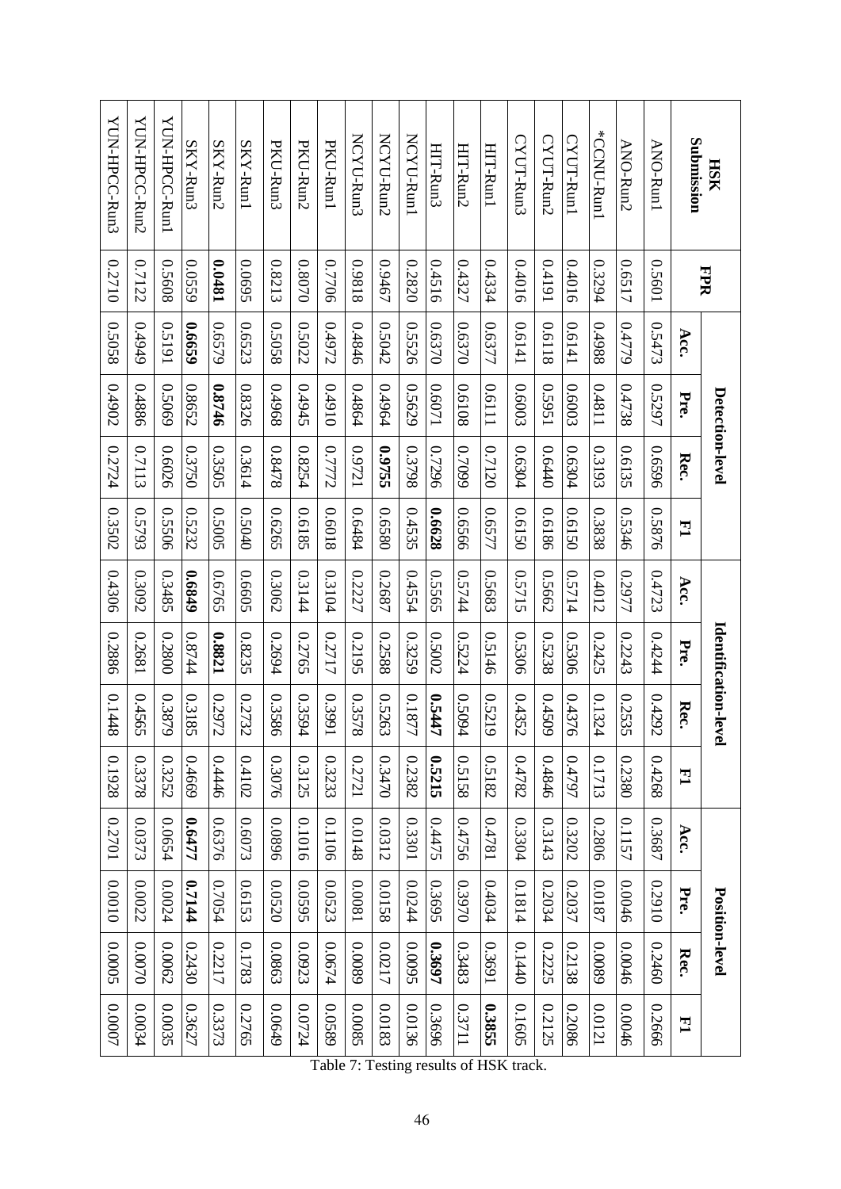| HSK Submission | FPR | Detection-level | | | | Identification-level | | | | Position-level | | | |
|---|---|---|---|---|---|---|---|---|---|---|---|---|---|
| | | Acc. | Pre. | Rec. | F1 | Acc. | Pre. | Rec. | F1 | Acc. | Pre. | Rec. | F1 |
| ANO-Run1 | 0.5601 | 0.5473 | 0.5297 | 0.6596 | 0.5876 | 0.4723 | 0.4244 | 0.4292 | 0.4268 | 0.3687 | 0.2910 | 0.2460 | 0.2666 |
| ANO-Run2 | 0.6517 | 0.4779 | 0.4738 | 0.6135 | 0.5346 | 0.2977 | 0.2243 | 0.2535 | 0.2380 | 0.1157 | 0.0046 | 0.0046 | 0.0046 |
| *CCNU-Run1 | 0.3294 | 0.4988 | 0.4811 | 0.3193 | 0.3838 | 0.4012 | 0.2425 | 0.1324 | 0.1713 | 0.2806 | 0.0187 | 0.0089 | 0.0121 |
| CYUT-Run1 | 0.4016 | 0.6141 | 0.6003 | 0.6304 | 0.6150 | 0.5714 | 0.5306 | 0.4376 | 0.4797 | 0.3202 | 0.2037 | 0.2138 | 0.2086 |
| CYUT-Run2 | 0.4191 | 0.6118 | 0.5951 | 0.6440 | 0.6186 | 0.5662 | 0.5238 | 0.4509 | 0.4846 | 0.3143 | 0.2034 | 0.2225 | 0.2125 |
| CYUT-Run3 | 0.4016 | 0.6141 | 0.6003 | 0.6304 | 0.6150 | 0.5715 | 0.5306 | 0.4352 | 0.4782 | 0.3304 | 0.1814 | 0.1440 | 0.1605 |
| HIT-Run1 | 0.4334 | 0.6377 | 0.6111 | 0.7120 | 0.6577 | 0.5683 | 0.5146 | 0.5219 | 0.5182 | 0.4781 | 0.4034 | 0.3691 | **0.3855** |
| HIT-Run2 | 0.4327 | 0.6370 | 0.6108 | 0.7099 | 0.6566 | 0.5744 | 0.5224 | 0.5094 | 0.5158 | 0.4756 | 0.3970 | 0.3483 | 0.3711 |
| HIT-Run3 | 0.4516 | 0.6370 | 0.6071 | 0.7296 | **0.6628** | 0.5565 | 0.5002 | **0.5447** | **0.5215** | 0.4475 | 0.3695 | **0.3697** | 0.3696 |
| NCYU-Run1 | 0.2820 | 0.5526 | 0.5629 | 0.3798 | 0.4535 | 0.4554 | 0.3259 | 0.1877 | 0.2382 | 0.3301 | 0.0244 | 0.0095 | 0.0136 |
| NCYU-Run2 | 0.9467 | 0.5042 | 0.4964 | **0.9755** | 0.6580 | 0.2687 | 0.2588 | 0.5263 | 0.3470 | 0.0312 | 0.0158 | 0.0217 | 0.0183 |
| NCYU-Run3 | 0.9818 | 0.4846 | 0.4864 | 0.9721 | 0.6484 | 0.2227 | 0.2195 | 0.3578 | 0.2721 | 0.0148 | 0.0081 | 0.0089 | 0.0085 |
| PKU-Run1 | 0.7706 | 0.4972 | 0.4910 | 0.7772 | 0.6018 | 0.3104 | 0.2717 | 0.3991 | 0.3233 | 0.1106 | 0.0523 | 0.0674 | 0.0589 |
| PKU-Run2 | 0.8070 | 0.5022 | 0.4945 | 0.8254 | 0.6185 | 0.3144 | 0.2765 | 0.3594 | 0.3125 | 0.1016 | 0.0595 | 0.0923 | 0.0724 |
| PKU-Run3 | 0.8213 | 0.5058 | 0.4968 | 0.8478 | 0.6265 | 0.3062 | 0.2694 | 0.3586 | 0.3076 | 0.0896 | 0.0520 | 0.0863 | 0.0649 |
| SKY-Run1 | 0.0695 | 0.6523 | 0.8326 | 0.3614 | 0.5040 | 0.6605 | 0.8235 | 0.2732 | 0.4102 | 0.6073 | 0.6153 | 0.1783 | 0.2765 |
| SKY-Run2 | **0.0481** | 0.6579 | **0.8746** | 0.3505 | 0.5005 | 0.6765 | **0.8821** | 0.2972 | 0.4446 | 0.6376 | 0.7054 | 0.2217 | 0.3373 |
| SKY-Run3 | 0.0559 | **0.6659** | 0.8652 | 0.3750 | 0.5232 | **0.6849** | 0.8744 | 0.3185 | 0.4669 | **0.6477** | **0.7144** | 0.2430 | 0.3627 |
| YUN-HPCC-Run1 | 0.5608 | 0.5191 | 0.5069 | 0.6026 | 0.5506 | 0.3485 | 0.2800 | 0.3879 | 0.3252 | 0.0654 | 0.0024 | 0.0062 | 0.0035 |
| YUN-HPCC-Run2 | 0.7122 | 0.4949 | 0.4886 | 0.7113 | 0.5793 | 0.3092 | 0.2681 | 0.4565 | 0.3378 | 0.0373 | 0.0022 | 0.0070 | 0.0034 |
| YUN-HPCC-Run3 | 0.2710 | 0.5058 | 0.4902 | 0.2724 | 0.3502 | 0.4306 | 0.2886 | 0.1448 | 0.1928 | 0.2701 | 0.0010 | 0.0005 | 0.0007 |

Table 7: Testing results of HSK track.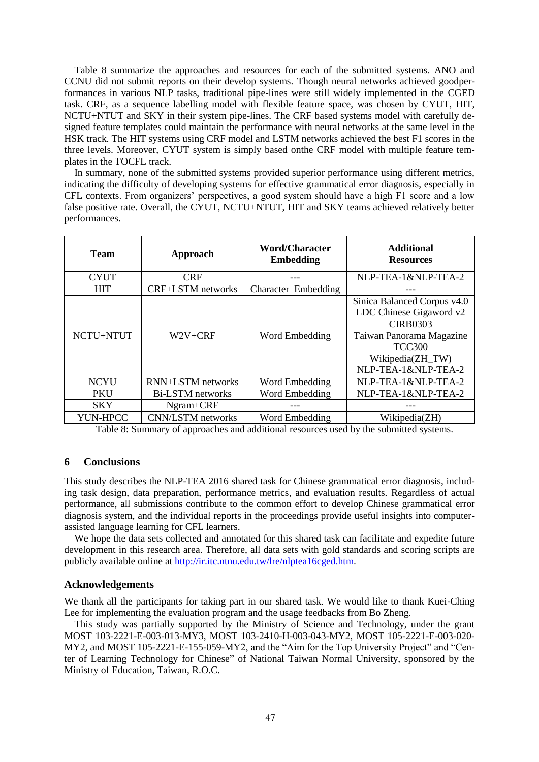Table 8 summarize the approaches and resources for each of the submitted systems. ANO and CCNU did not submit reports on their develop systems. Though neural networks achieved goodperformances in various NLP tasks, traditional pipe-lines were still widely implemented in the CGED task. CRF, as a sequence labelling model with flexible feature space, was chosen by CYUT, HIT, NCTU+NTUT and SKY in their system pipe-lines. The CRF based systems model with carefully designed feature templates could maintain the performance with neural networks at the same level in the HSK track. The HIT systems using CRF model and LSTM networks achieved the best F1 scores in the three levels. Moreover, CYUT system is simply based onthe CRF model with multiple feature templates in the TOCFL track.

In summary, none of the submitted systems provided superior performance using different metrics, indicating the difficulty of developing systems for effective grammatical error diagnosis, especially in CFL contexts. From organizers' perspectives, a good system should have a high F1 score and a low false positive rate. Overall, the CYUT, NCTU+NTUT, HIT and SKY teams achieved relatively better performances.

| Team | Approach | Word/Character Embedding | Additional Resources |
|---|---|---|---|
| CYUT | CRF | --- | NLP-TEA-1&NLP-TEA-2 |
| HIT | CRF+LSTM networks | Character Embedding | --- |
| NCTU+NTUT | W2V+CRF | Word Embedding | Sinica Balanced Corpus v4.0<br>LDC Chinese Gigaword v2<br>CIRB0303<br>Taiwan Panorama Magazine<br>TCC300<br>Wikipedia(ZH_TW)<br>NLP-TEA-1&NLP-TEA-2 |
| NCYU | RNN+LSTM networks | Word Embedding | NLP-TEA-1&NLP-TEA-2 |
| PKU | Bi-LSTM networks | Word Embedding | NLP-TEA-1&NLP-TEA-2 |
| SKY | Ngram+CRF | --- | --- |
| YUN-HPCC | CNN/LSTM networks | Word Embedding | Wikipedia(ZH) |

Table 8: Summary of approaches and additional resources used by the submitted systems.

## 6 Conclusions

This study describes the NLP-TEA 2016 shared task for Chinese grammatical error diagnosis, including task design, data preparation, performance metrics, and evaluation results. Regardless of actual performance, all submissions contribute to the common effort to develop Chinese grammatical error diagnosis system, and the individual reports in the proceedings provide useful insights into computer-assisted language learning for CFL learners.

We hope the data sets collected and annotated for this shared task can facilitate and expedite future development in this research area. Therefore, all data sets with gold standards and scoring scripts are publicly available online at http://ir.itc.ntnu.edu.tw/lre/nlptea16cged.htm.

## Acknowledgements

We thank all the participants for taking part in our shared task. We would like to thank Kuei-Ching Lee for implementing the evaluation program and the usage feedbacks from Bo Zheng.

This study was partially supported by the Ministry of Science and Technology, under the grant MOST 103-2221-E-003-013-MY3, MOST 103-2410-H-003-043-MY2, MOST 105-2221-E-003-020-MY2, and MOST 105-2221-E-155-059-MY2, and the "Aim for the Top University Project" and "Center of Learning Technology for Chinese" of National Taiwan Normal University, sponsored by the Ministry of Education, Taiwan, R.O.C.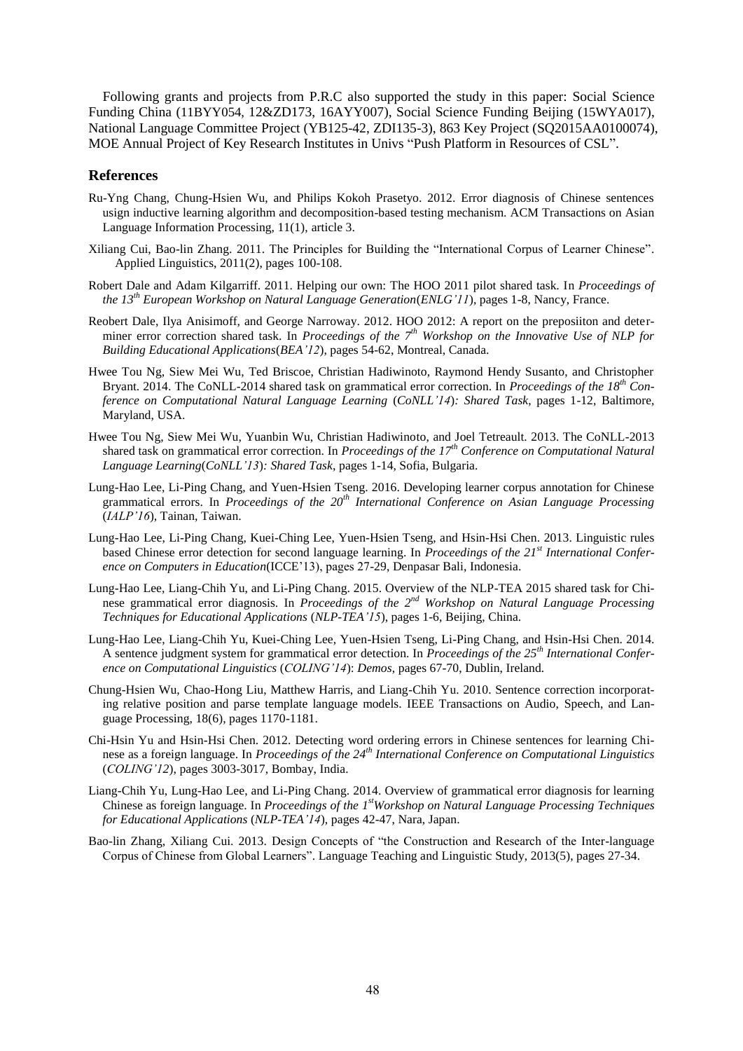Following grants and projects from P.R.C also supported the study in this paper: Social Science Funding China (11BYY054, 12&ZD173, 16AYY007), Social Science Funding Beijing (15WYA017), National Language Committee Project (YB125-42, ZDI135-3), 863 Key Project (SQ2015AA0100074), MOE Annual Project of Key Research Institutes in Univs "Push Platform in Resources of CSL".

## References

Ru-Yng Chang, Chung-Hsien Wu, and Philips Kokoh Prasetyo. 2012. Error diagnosis of Chinese sentences usign inductive learning algorithm and decomposition-based testing mechanism. ACM Transactions on Asian Language Information Processing, 11(1), article 3.

Xiliang Cui, Bao-lin Zhang. 2011. The Principles for Building the "International Corpus of Learner Chinese". Applied Linguistics, 2011(2), pages 100-108.

Robert Dale and Adam Kilgarriff. 2011. Helping our own: The HOO 2011 pilot shared task. In *Proceedings of the 13th European Workshop on Natural Language Generation*(*ENLG'11*), pages 1-8, Nancy, France.

Reobert Dale, Ilya Anisimoff, and George Narroway. 2012. HOO 2012: A report on the preposiiton and determiner error correction shared task. In *Proceedings of the 7th Workshop on the Innovative Use of NLP for Building Educational Applications*(*BEA'12*), pages 54-62, Montreal, Canada.

Hwee Tou Ng, Siew Mei Wu, Ted Briscoe, Christian Hadiwinoto, Raymond Hendy Susanto, and Christopher Bryant. 2014. The CoNLL-2014 shared task on grammatical error correction. In *Proceedings of the 18th Conference on Computational Natural Language Learning* (*CoNLL'14*)*: Shared Task*, pages 1-12, Baltimore, Maryland, USA.

Hwee Tou Ng, Siew Mei Wu, Yuanbin Wu, Christian Hadiwinoto, and Joel Tetreault. 2013. The CoNLL-2013 shared task on grammatical error correction. In *Proceedings of the 17th Conference on Computational Natural Language Learning*(*CoNLL'13*)*: Shared Task*, pages 1-14, Sofia, Bulgaria.

Lung-Hao Lee, Li-Ping Chang, and Yuen-Hsien Tseng. 2016. Developing learner corpus annotation for Chinese grammatical errors. In *Proceedings of the 20th International Conference on Asian Language Processing* (*IALP'16*), Tainan, Taiwan.

Lung-Hao Lee, Li-Ping Chang, Kuei-Ching Lee, Yuen-Hsien Tseng, and Hsin-Hsi Chen. 2013. Linguistic rules based Chinese error detection for second language learning. In *Proceedings of the 21st International Conference on Computers in Education*(ICCE'13), pages 27-29, Denpasar Bali, Indonesia.

Lung-Hao Lee, Liang-Chih Yu, and Li-Ping Chang. 2015. Overview of the NLP-TEA 2015 shared task for Chinese grammatical error diagnosis. In *Proceedings of the 2nd Workshop on Natural Language Processing Techniques for Educational Applications* (*NLP-TEA'15*), pages 1-6, Beijing, China.

Lung-Hao Lee, Liang-Chih Yu, Kuei-Ching Lee, Yuen-Hsien Tseng, Li-Ping Chang, and Hsin-Hsi Chen. 2014. A sentence judgment system for grammatical error detection. In *Proceedings of the 25th International Conference on Computational Linguistics* (*COLING'14*): *Demos*, pages 67-70, Dublin, Ireland.

Chung-Hsien Wu, Chao-Hong Liu, Matthew Harris, and Liang-Chih Yu. 2010. Sentence correction incorporating relative position and parse template language models. IEEE Transactions on Audio, Speech, and Language Processing, 18(6), pages 1170-1181.

Chi-Hsin Yu and Hsin-Hsi Chen. 2012. Detecting word ordering errors in Chinese sentences for learning Chinese as a foreign language. In *Proceedings of the 24th International Conference on Computational Linguistics* (*COLING'12*), pages 3003-3017, Bombay, India.

Liang-Chih Yu, Lung-Hao Lee, and Li-Ping Chang. 2014. Overview of grammatical error diagnosis for learning Chinese as foreign language. In *Proceedings of the 1stWorkshop on Natural Language Processing Techniques for Educational Applications* (*NLP-TEA'14*), pages 42-47, Nara, Japan.

Bao-lin Zhang, Xiliang Cui. 2013. Design Concepts of "the Construction and Research of the Inter-language Corpus of Chinese from Global Learners". Language Teaching and Linguistic Study, 2013(5), pages 27-34.